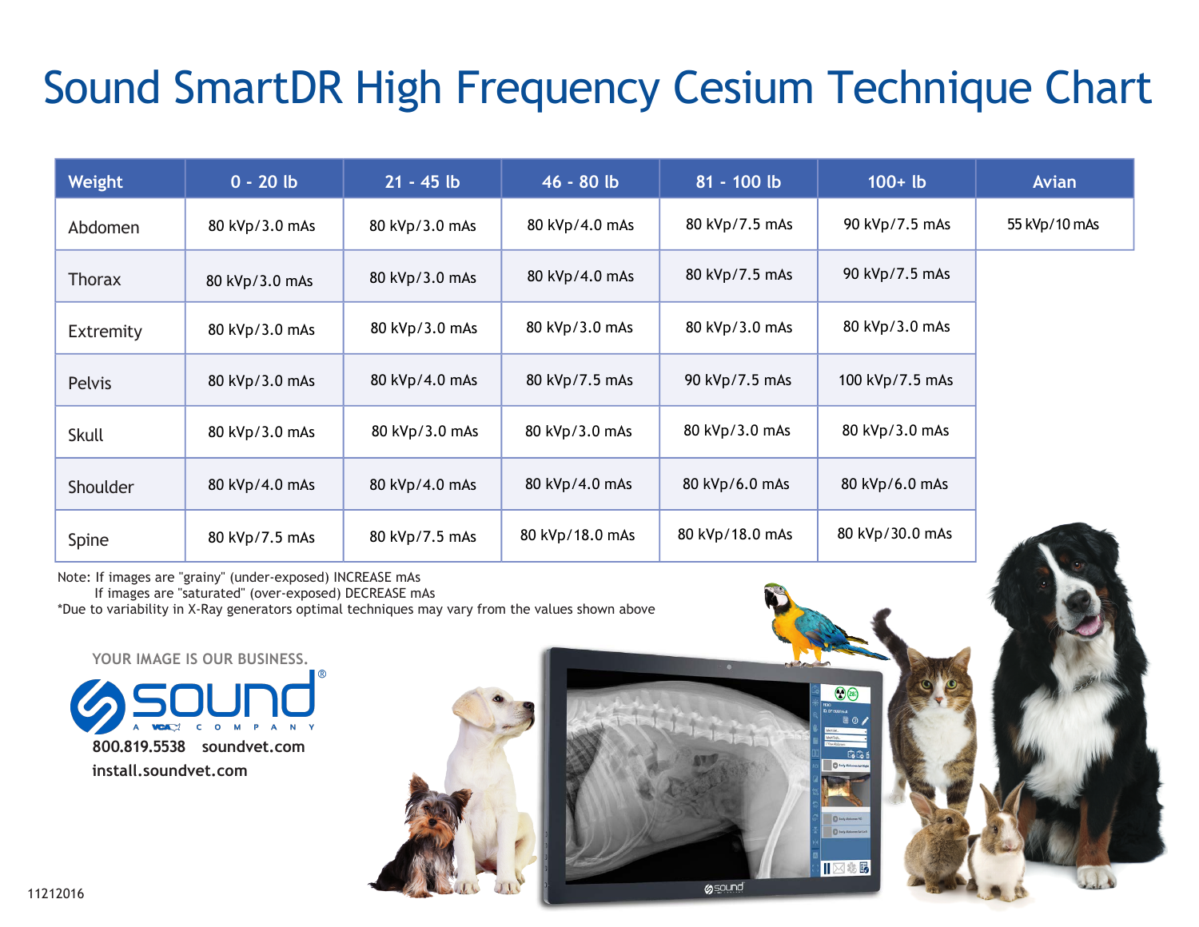# Sound SmartDR High Frequency Cesium Technique Chart

| Weight | 0 - 20 lb | 21 - 45 lb | 46 - 80 lb | 81 - 100 lb | 100+ lb | Avian |
|---|---|---|---|---|---|---|
| Abdomen | 80 kVp/3.0 mAs | 80 kVp/3.0 mAs | 80 kVp/4.0 mAs | 80 kVp/7.5 mAs | 90 kVp/7.5 mAs | 55 kVp/10 mAs |
| Thorax | 80 kVp/3.0 mAs | 80 kVp/3.0 mAs | 80 kVp/4.0 mAs | 80 kVp/7.5 mAs | 90 kVp/7.5 mAs | |
| Extremity | 80 kVp/3.0 mAs | 80 kVp/3.0 mAs | 80 kVp/3.0 mAs | 80 kVp/3.0 mAs | 80 kVp/3.0 mAs | |
| Pelvis | 80 kVp/3.0 mAs | 80 kVp/4.0 mAs | 80 kVp/7.5 mAs | 90 kVp/7.5 mAs | 100 kVp/7.5 mAs | |
| Skull | 80 kVp/3.0 mAs | 80 kVp/3.0 mAs | 80 kVp/3.0 mAs | 80 kVp/3.0 mAs | 80 kVp/3.0 mAs | |
| Shoulder | 80 kVp/4.0 mAs | 80 kVp/4.0 mAs | 80 kVp/4.0 mAs | 80 kVp/6.0 mAs | 80 kVp/6.0 mAs | |
| Spine | 80 kVp/7.5 mAs | 80 kVp/7.5 mAs | 80 kVp/18.0 mAs | 80 kVp/18.0 mAs | 80 kVp/30.0 mAs | |

Note: If images are "grainy" (under-exposed) INCREASE mAs
If images are "saturated" (over-exposed) DECREASE mAs
*Due to variability in X-Ray generators optimal techniques may vary from the values shown above

YOUR IMAGE IS OUR BUSINESS.

sound® A VCA COMPANY

800.819.5538 soundvet.com
install.soundvet.com

11212016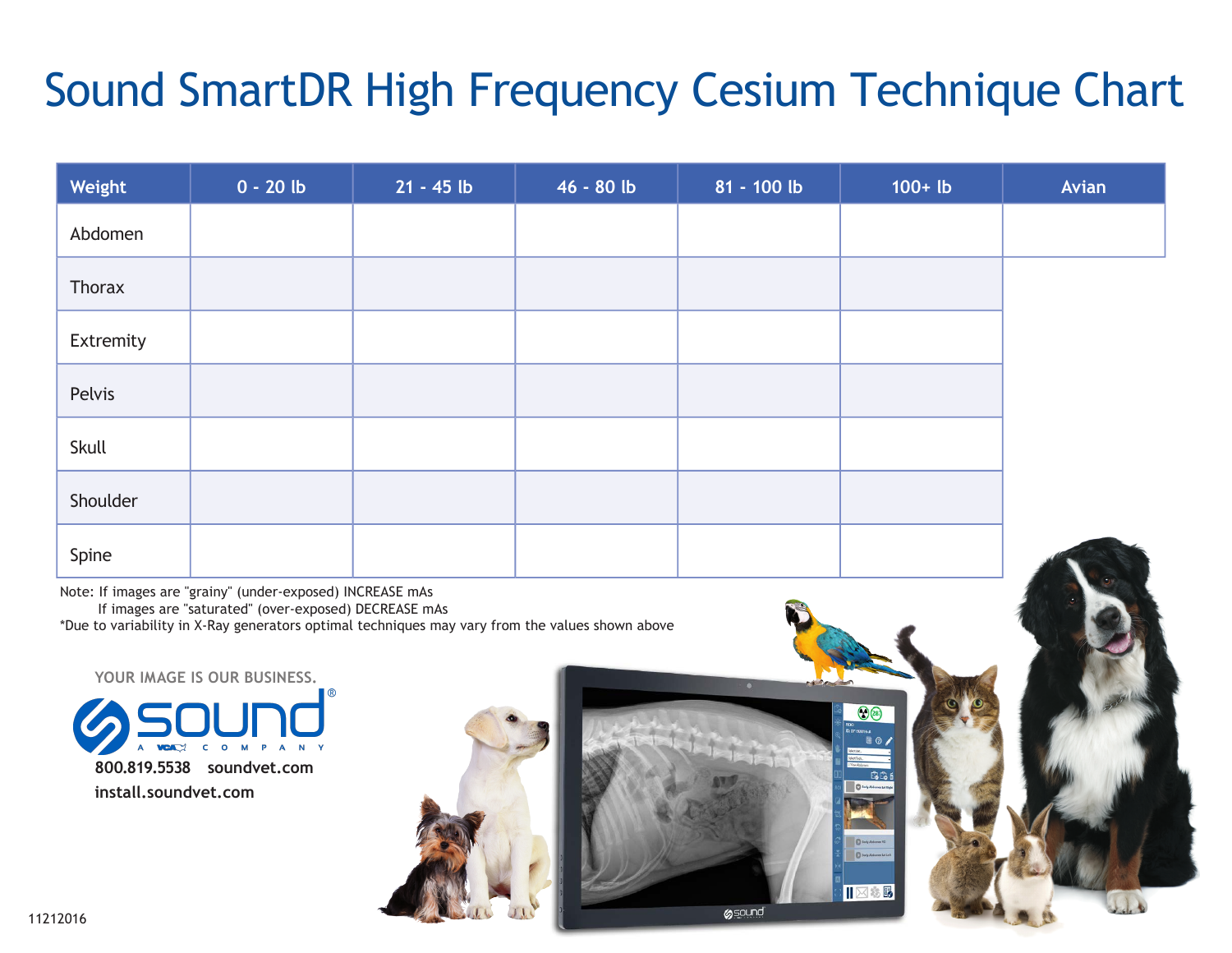# Sound SmartDR High Frequency Cesium Technique Chart

| Weight | 0 - 20 lb | 21 - 45 lb | 46 - 80 lb | 81 - 100 lb | 100+ lb | Avian |
|---|---|---|---|---|---|---|
| Abdomen | | | | | | |
| Thorax | | | | | | |
| Extremity | | | | | | |
| Pelvis | | | | | | |
| Skull | | | | | | |
| Shoulder | | | | | | |
| Spine | | | | | | |

Note: If images are "grainy" (under-exposed) INCREASE mAs
If images are "saturated" (over-exposed) DECREASE mAs
*Due to variability in X-Ray generators optimal techniques may vary from the values shown above

YOUR IMAGE IS OUR BUSINESS.

sound® A VCA COMPANY

800.819.5538 soundvet.com
install.soundvet.com

11212016